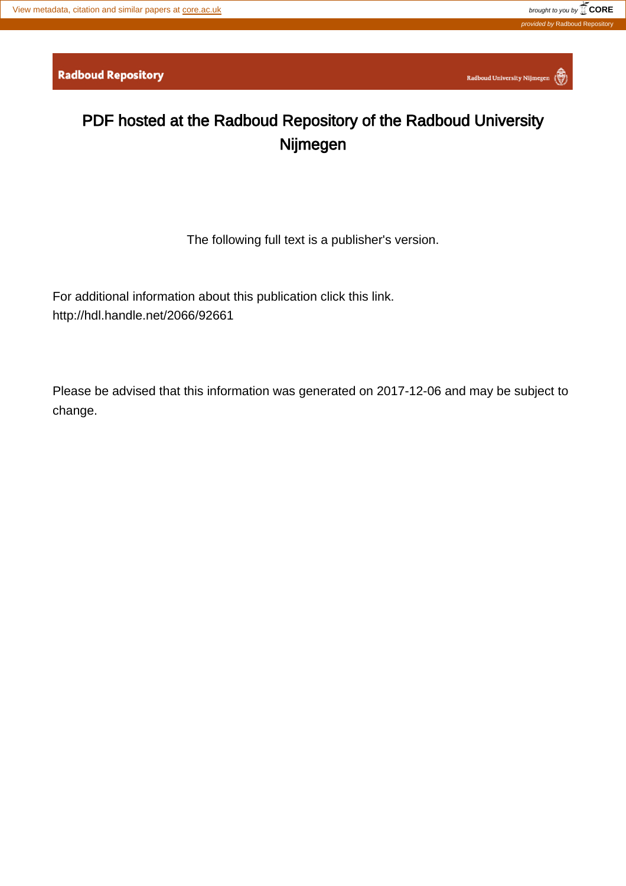View metadata, citation and similar papers at core.ac.uk

brought to you by CORE

provided by Radboud Repository

**Radboud Repository** Radboud University Nijmegen

# PDF hosted at the Radboud Repository of the Radboud University Nijmegen

The following full text is a publisher's version.

For additional information about this publication click this link.
http://hdl.handle.net/2066/92661

Please be advised that this information was generated on 2017-12-06 and may be subject to change.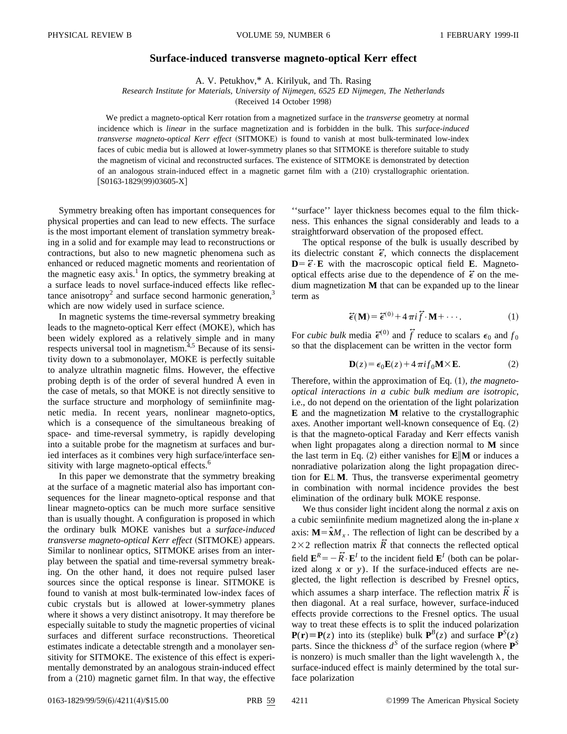# Surface-induced transverse magneto-optical Kerr effect

A. V. Petukhov,* A. Kirilyuk, and Th. Rasing

*Research Institute for Materials, University of Nijmegen, 6525 ED Nijmegen, The Netherlands*

(Received 14 October 1998)

We predict a magneto-optical Kerr rotation from a magnetized surface in the *transverse* geometry at normal incidence which is *linear* in the surface magnetization and is forbidden in the bulk. This *surface-induced transverse magneto-optical Kerr effect* (SITMOKE) is found to vanish at most bulk-terminated low-index faces of cubic media but is allowed at lower-symmetry planes so that SITMOKE is therefore suitable to study the magnetism of vicinal and reconstructed surfaces. The existence of SITMOKE is demonstrated by detection of an analogous strain-induced effect in a magnetic garnet film with a (210) crystallographic orientation. [S0163-1829(99)03605-X]

Symmetry breaking often has important consequences for physical properties and can lead to new effects. The surface is the most important element of translation symmetry breaking in a solid and for example may lead to reconstructions or contractions, but also to new magnetic phenomena such as enhanced or reduced magnetic moments and reorientation of the magnetic easy axis.[1] In optics, the symmetry breaking at a surface leads to novel surface-induced effects like reflectance anisotropy[2] and surface second harmonic generation,[3] which are now widely used in surface science.

In magnetic systems the time-reversal symmetry breaking leads to the magneto-optical Kerr effect (MOKE), which has been widely explored as a relatively simple and in many respects universal tool in magnetism.[4,5] Because of its sensitivity down to a submonolayer, MOKE is perfectly suitable to analyze ultrathin magnetic films. However, the effective probing depth is of the order of several hundred Å even in the case of metals, so that MOKE is not directly sensitive to the surface structure and morphology of semiinfinite magnetic media. In recent years, nonlinear magneto-optics, which is a consequence of the simultaneous breaking of space- and time-reversal symmetry, is rapidly developing into a suitable probe for the magnetism at surfaces and buried interfaces as it combines very high surface/interface sensitivity with large magneto-optical effects.[6]

In this paper we demonstrate that the symmetry breaking at the surface of a magnetic material also has important consequences for the linear magneto-optical response and that linear magneto-optics can be much more surface sensitive than is usually thought. A configuration is proposed in which the ordinary bulk MOKE vanishes but a *surface-induced transverse magneto-optical Kerr effect* (SITMOKE) appears. Similar to nonlinear optics, SITMOKE arises from an interplay between the spatial and time-reversal symmetry breaking. On the other hand, it does not require pulsed laser sources since the optical response is linear. SITMOKE is found to vanish at most bulk-terminated low-index faces of cubic crystals but is allowed at lower-symmetry planes where it shows a very distinct anisotropy. It may therefore be especially suitable to study the magnetic properties of vicinal surfaces and different surface reconstructions. Theoretical estimates indicate a detectable strength and a monolayer sensitivity for SITMOKE. The existence of this effect is experimentally demonstrated by an analogous strain-induced effect from a (210) magnetic garnet film. In that way, the effective "surface" layer thickness becomes equal to the film thickness. This enhances the signal considerably and leads to a straightforward observation of the proposed effect.

The optical response of the bulk is usually described by its dielectric constant $\overleftrightarrow{\epsilon}$, which connects the displacement $\mathbf{D}=\overleftrightarrow{\epsilon}\cdot\mathbf{E}$ with the macroscopic optical field $\mathbf{E}$. Magneto-optical effects arise due to the dependence of $\overleftrightarrow{\epsilon}$ on the medium magnetization $\mathbf{M}$ that can be expanded up to the linear term as

$$\overleftrightarrow{\epsilon}(\mathbf{M})=\overleftrightarrow{\epsilon}^{(0)}+4\pi i\overleftrightarrow{f}\cdot\mathbf{M}+\cdots. \tag{1}$$

For *cubic bulk* media $\overleftrightarrow{\epsilon}^{(0)}$ and $\overleftrightarrow{f}$ reduce to scalars $\epsilon_0$ and $f_0$ so that the displacement can be written in the vector form

$$\mathbf{D}(z)=\epsilon_0\mathbf{E}(z)+4\pi i f_0\mathbf{M}\times\mathbf{E}. \tag{2}$$

Therefore, within the approximation of Eq. (1), *the magneto-optical interactions in a cubic bulk medium are isotropic*, i.e., do not depend on the orientation of the light polarization $\mathbf{E}$ and the magnetization $\mathbf{M}$ relative to the crystallographic axes. Another important well-known consequence of Eq. (2) is that the magneto-optical Faraday and Kerr effects vanish when light propagates along a direction normal to $\mathbf{M}$ since the last term in Eq. (2) either vanishes for $\mathbf{E}\|\mathbf{M}$ or induces a nonradiative polarization along the light propagation direction for $\mathbf{E}\perp\mathbf{M}$. Thus, the transverse experimental geometry in combination with normal incidence provides the best elimination of the ordinary bulk MOKE response.

We thus consider light incident along the normal $z$ axis on a cubic semiinfinite medium magnetized along the in-plane $x$ axis: $\mathbf{M}=\hat{\mathbf{x}}M_x$. The reflection of light can be described by a $2\times2$ reflection matrix $\overleftrightarrow{R}$ that connects the reflected optical field $\mathbf{E}^R=-\overleftrightarrow{R}\cdot\mathbf{E}^I$ to the incident field $\mathbf{E}^I$ (both can be polarized along $x$ or $y$). If the surface-induced effects are neglected, the light reflection is described by Fresnel optics, which assumes a sharp interface. The reflection matrix $\overleftrightarrow{R}$ is then diagonal. At a real surface, however, surface-induced effects provide corrections to the Fresnel optics. The usual way to treat these effects is to split the induced polarization $\mathbf{P}(\mathbf{r})\equiv\mathbf{P}(z)$ into its (steplike) bulk $\mathbf{P}^B(z)$ and surface $\mathbf{P}^S(z)$ parts. Since the thickness $d^S$ of the surface region (where $\mathbf{P}^S$ is nonzero) is much smaller than the light wavelength $\lambda$, the surface-induced effect is mainly determined by the total surface polarization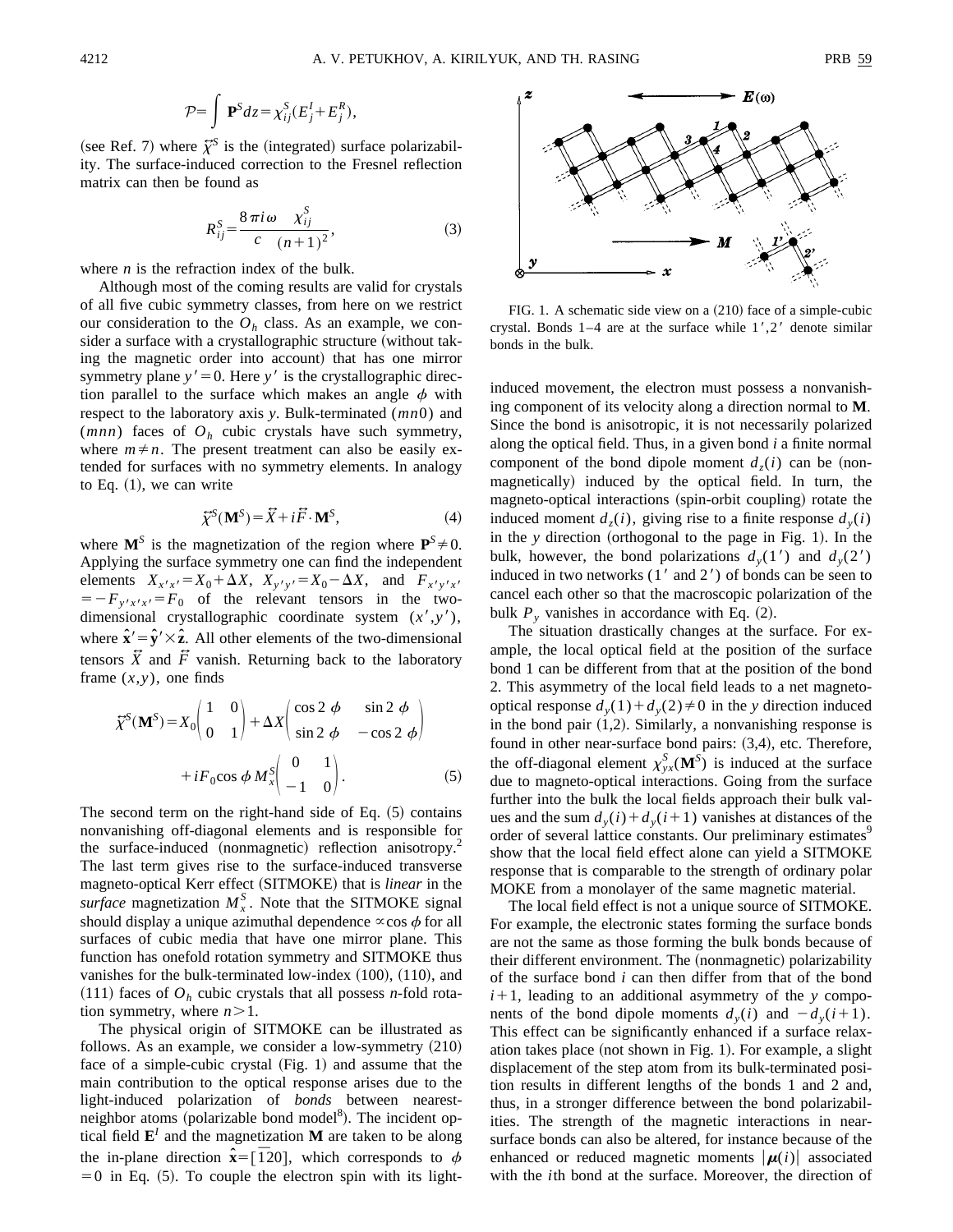$$\mathcal{P} = \int \mathbf{P}^S dz = \chi_{ij}^S (E_j^I + E_j^R),$$

(see Ref. 7) where $\vec{\chi}^S$ is the (integrated) surface polarizability. The surface-induced correction to the Fresnel reflection matrix can then be found as

$$R_{ij}^S = \frac{8\pi i \omega}{c} \frac{\chi_{ij}^S}{(n+1)^2}, \tag{3}$$

where $n$ is the refraction index of the bulk.

Although most of the coming results are valid for crystals of all five cubic symmetry classes, from here on we restrict our consideration to the $O_h$ class. As an example, we consider a surface with a crystallographic structure (without taking the magnetic order into account) that has one mirror symmetry plane $y'=0$. Here $y'$ is the crystallographic direction parallel to the surface which makes an angle $\phi$ with respect to the laboratory axis $y$. Bulk-terminated $(mn0)$ and $(mnn)$ faces of $O_h$ cubic crystals have such symmetry, where $m \neq n$. The present treatment can also be easily extended for surfaces with no symmetry elements. In analogy to Eq. (1), we can write

$$\vec{\chi}^S(\mathbf{M}^S) = \vec{X} + i\vec{F} \cdot \mathbf{M}^S, \tag{4}$$

where $\mathbf{M}^S$ is the magnetization of the region where $\mathbf{P}^S \neq 0$. Applying the surface symmetry one can find the independent elements $X_{x'x'} = X_0 + \Delta X$, $X_{y'y'} = X_0 - \Delta X$, and $F_{x'y'x'} = -F_{y'x'x'} = F_0$ of the relevant tensors in the two-dimensional crystallographic coordinate system $(x',y')$, where $\hat{\mathbf{x}}' = \hat{\mathbf{y}}' \times \hat{\mathbf{z}}$. All other elements of the two-dimensional tensors $\vec{X}$ and $\vec{F}$ vanish. Returning back to the laboratory frame $(x,y)$, one finds

$$\vec{\chi}^S(\mathbf{M}^S) = X_0 \begin{pmatrix} 1 & 0 \\ 0 & 1 \end{pmatrix} + \Delta X \begin{pmatrix} \cos 2\phi & \sin 2\phi \\ \sin 2\phi & -\cos 2\phi \end{pmatrix} + iF_0 \cos\phi \, M_x^S \begin{pmatrix} 0 & 1 \\ -1 & 0 \end{pmatrix}. \tag{5}$$

The second term on the right-hand side of Eq. (5) contains nonvanishing off-diagonal elements and is responsible for the surface-induced (nonmagnetic) reflection anisotropy.[2] The last term gives rise to the surface-induced transverse magneto-optical Kerr effect (SITMOKE) that is *linear* in the *surface* magnetization $M_x^S$. Note that the SITMOKE signal should display a unique azimuthal dependence $\propto \cos\phi$ for all surfaces of cubic media that have one mirror plane. This function has onefold rotation symmetry and SITMOKE thus vanishes for the bulk-terminated low-index (100), (110), and (111) faces of $O_h$ cubic crystals that all possess $n$-fold rotation symmetry, where $n > 1$.

The physical origin of SITMOKE can be illustrated as follows. As an example, we consider a low-symmetry (210) face of a simple-cubic crystal (Fig. 1) and assume that the main contribution to the optical response arises due to the light-induced polarization of *bonds* between nearest-neighbor atoms (polarizable bond model[8]). The incident optical field $\mathbf{E}^I$ and the magnetization $\mathbf{M}$ are taken to be along the in-plane direction $\hat{\mathbf{x}} = [\bar{1}20]$, which corresponds to $\phi = 0$ in Eq. (5). To couple the electron spin with its light-induced movement, the electron must possess a nonvanishing component of its velocity along a direction normal to $\mathbf{M}$. Since the bond is anisotropic, it is not necessarily polarized along the optical field. Thus, in a given bond $i$ a finite normal component of the bond dipole moment $d_z(i)$ can be (nonmagnetically) induced by the optical field. In turn, the magneto-optical interactions (spin-orbit coupling) rotate the induced moment $d_z(i)$, giving rise to a finite response $d_y(i)$ in the $y$ direction (orthogonal to the page in Fig. 1). In the bulk, however, the bond polarizations $d_y(1')$ and $d_y(2')$ induced in two networks ($1'$ and $2'$) of bonds can be seen to cancel each other so that the macroscopic polarization of the bulk $P_y$ vanishes in accordance with Eq. (2).

FIG. 1. A schematic side view on a (210) face of a simple-cubic crystal. Bonds 1–4 are at the surface while $1'$,$2'$ denote similar bonds in the bulk.

The situation drastically changes at the surface. For example, the local optical field at the position of the surface bond 1 can be different from that at the position of the bond 2. This asymmetry of the local field leads to a net magneto-optical response $d_y(1) + d_y(2) \neq 0$ in the $y$ direction induced in the bond pair (1,2). Similarly, a nonvanishing response is found in other near-surface bond pairs: (3,4), etc. Therefore, the off-diagonal element $\chi_{yx}^S(\mathbf{M}^S)$ is induced at the surface due to magneto-optical interactions. Going from the surface further into the bulk the local fields approach their bulk values and the sum $d_y(i) + d_y(i+1)$ vanishes at distances of the order of several lattice constants. Our preliminary estimates[9] show that the local field effect alone can yield a SITMOKE response that is comparable to the strength of ordinary polar MOKE from a monolayer of the same magnetic material.

The local field effect is not a unique source of SITMOKE. For example, the electronic states forming the surface bonds are not the same as those forming the bulk bonds because of their different environment. The (nonmagnetic) polarizability of the surface bond $i$ can then differ from that of the bond $i+1$, leading to an additional asymmetry of the $y$ components of the bond dipole moments $d_y(i)$ and $-d_y(i+1)$. This effect can be significantly enhanced if a surface relaxation takes place (not shown in Fig. 1). For example, a slight displacement of the step atom from its bulk-terminated position results in different lengths of the bonds 1 and 2 and, thus, in a stronger difference between the bond polarizabilities. The strength of the magnetic interactions in near-surface bonds can also be altered, for instance because of the enhanced or reduced magnetic moments $|\boldsymbol{\mu}(i)|$ associated with the $i$th bond at the surface. Moreover, the direction of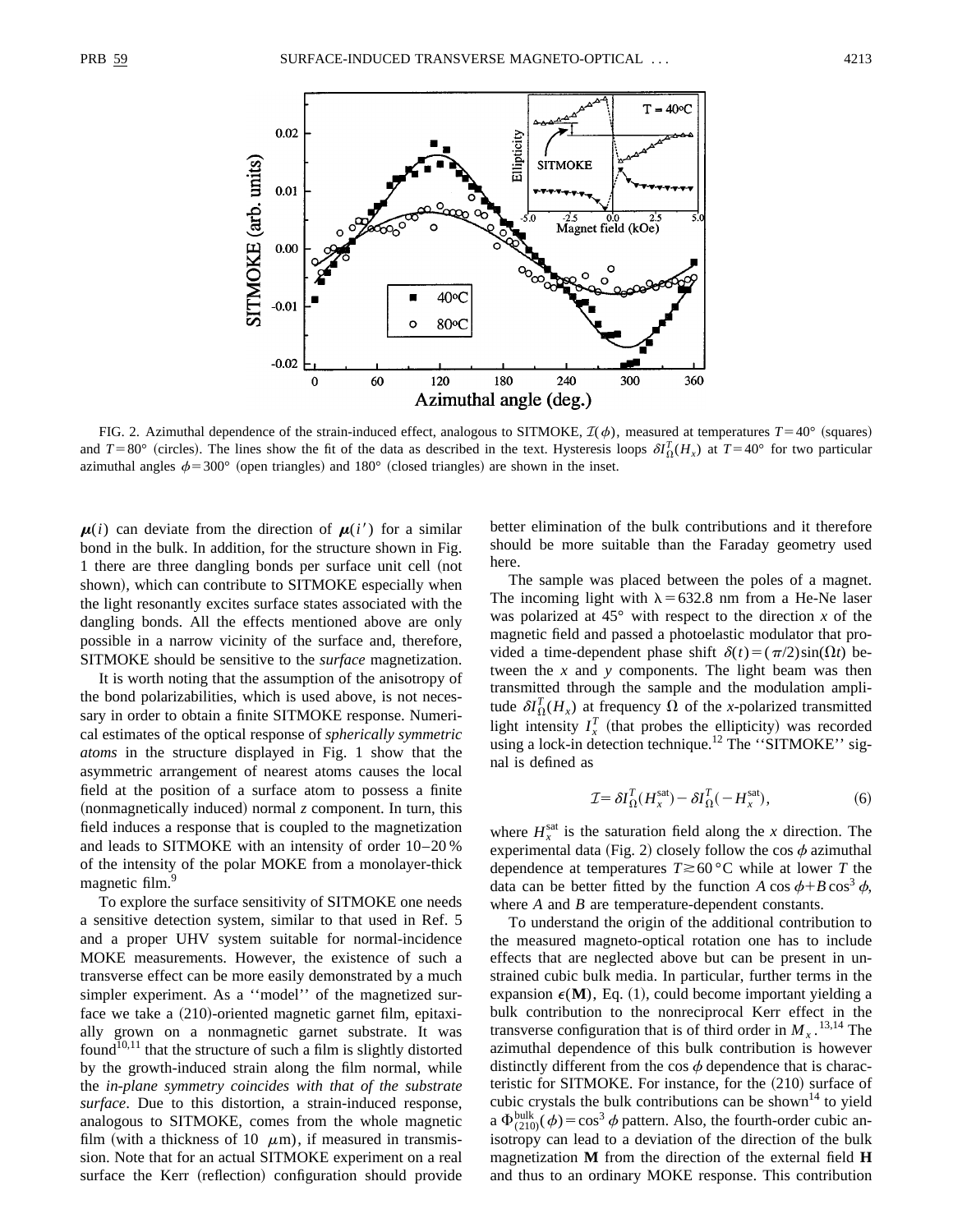FIG. 2. Azimuthal dependence of the strain-induced effect, analogous to SITMOKE, $\mathcal{I}(\phi)$, measured at temperatures $T=40°$ (squares) and $T=80°$ (circles). The lines show the fit of the data as described in the text. Hysteresis loops $\delta I_\Omega^T(H_x)$ at $T=40°$ for two particular azimuthal angles $\phi=300°$ (open triangles) and 180° (closed triangles) are shown in the inset.

$\boldsymbol{\mu}(i)$ can deviate from the direction of $\boldsymbol{\mu}(i')$ for a similar bond in the bulk. In addition, for the structure shown in Fig. 1 there are three dangling bonds per surface unit cell (not shown), which can contribute to SITMOKE especially when the light resonantly excites surface states associated with the dangling bonds. All the effects mentioned above are only possible in a narrow vicinity of the surface and, therefore, SITMOKE should be sensitive to the *surface* magnetization.

It is worth noting that the assumption of the anisotropy of the bond polarizabilities, which is used above, is not necessary in order to obtain a finite SITMOKE response. Numerical estimates of the optical response of *spherically symmetric atoms* in the structure displayed in Fig. 1 show that the asymmetric arrangement of nearest atoms causes the local field at the position of a surface atom to possess a finite (nonmagnetically induced) normal $z$ component. In turn, this field induces a response that is coupled to the magnetization and leads to SITMOKE with an intensity of order 10–20 % of the intensity of the polar MOKE from a monolayer-thick magnetic film.[9]

To explore the surface sensitivity of SITMOKE one needs a sensitive detection system, similar to that used in Ref. 5 and a proper UHV system suitable for normal-incidence MOKE measurements. However, the existence of such a transverse effect can be more easily demonstrated by a much simpler experiment. As a ''model'' of the magnetized surface we take a (210)-oriented magnetic garnet film, epitaxially grown on a nonmagnetic garnet substrate. It was found[10,11] that the structure of such a film is slightly distorted by the growth-induced strain along the film normal, while the *in-plane symmetry coincides with that of the substrate surface*. Due to this distortion, a strain-induced response, analogous to SITMOKE, comes from the whole magnetic film (with a thickness of 10 $\mu$m), if measured in transmission. Note that for an actual SITMOKE experiment on a real surface the Kerr (reflection) configuration should provide better elimination of the bulk contributions and it therefore should be more suitable than the Faraday geometry used here.

The sample was placed between the poles of a magnet. The incoming light with $\lambda=632.8$ nm from a He-Ne laser was polarized at 45° with respect to the direction $x$ of the magnetic field and passed a photoelastic modulator that provided a time-dependent phase shift $\delta(t)=(\pi/2)\sin(\Omega t)$ between the $x$ and $y$ components. The light beam was then transmitted through the sample and the modulation amplitude $\delta I_\Omega^T(H_x)$ at frequency $\Omega$ of the $x$-polarized transmitted light intensity $I_x^T$ (that probes the ellipticity) was recorded using a lock-in detection technique.[12] The ''SITMOKE'' signal is defined as

$$\mathcal{I}=\delta I_\Omega^T(H_x^{\mathrm{sat}})-\delta I_\Omega^T(-H_x^{\mathrm{sat}}), \tag{6}$$

where $H_x^{\mathrm{sat}}$ is the saturation field along the $x$ direction. The experimental data (Fig. 2) closely follow the $\cos\phi$ azimuthal dependence at temperatures $T\gtrsim 60\,°\mathrm{C}$ while at lower $T$ the data can be better fitted by the function $A\cos\phi+B\cos^3\phi$, where $A$ and $B$ are temperature-dependent constants.

To understand the origin of the additional contribution to the measured magneto-optical rotation one has to include effects that are neglected above but can be present in unstrained cubic bulk media. In particular, further terms in the expansion $\epsilon(\mathbf{M})$, Eq. (1), could become important yielding a bulk contribution to the nonreciprocal Kerr effect in the transverse configuration that is of third order in $M_x$.[13,14] The azimuthal dependence of this bulk contribution is however distinctly different from the $\cos\phi$ dependence that is characteristic for SITMOKE. For instance, for the (210) surface of cubic crystals the bulk contributions can be shown[14] to yield a $\Phi_{(210)}^{\mathrm{bulk}}(\phi)=\cos^3\phi$ pattern. Also, the fourth-order cubic anisotropy can lead to a deviation of the direction of the bulk magnetization $\mathbf{M}$ from the direction of the external field $\mathbf{H}$ and thus to an ordinary MOKE response. This contribution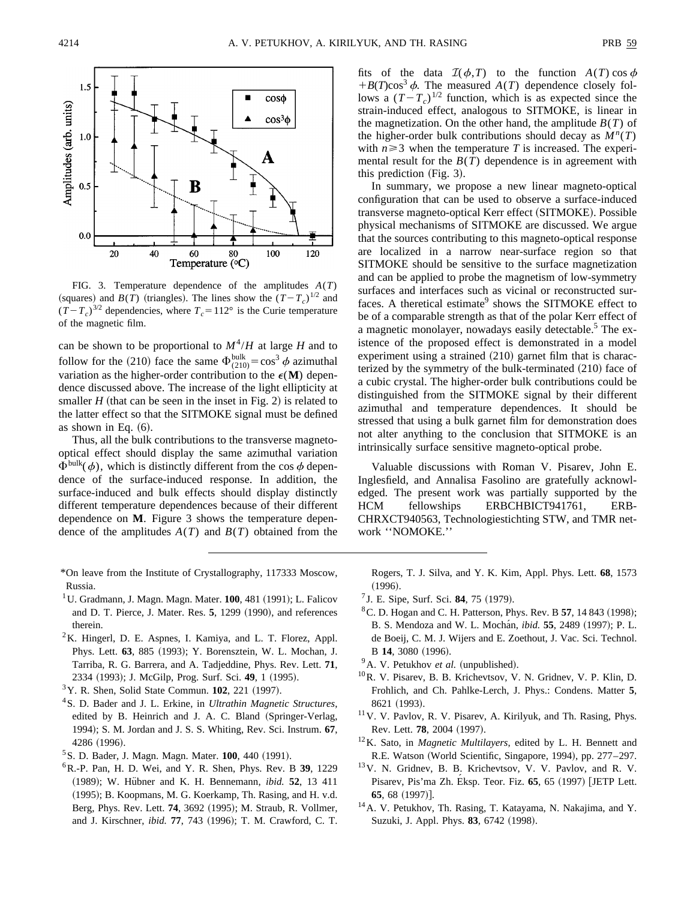Amplitudes (arb. units)

Temperature (°C)

cosφ

cos³φ

A

B

1.5

1.0

0.5

0.0

20 40 60 80 100 120

FIG. 3. Temperature dependence of the amplitudes $A(T)$ (squares) and $B(T)$ (triangles). The lines show the $(T-T_c)^{1/2}$ and $(T-T_c)^{3/2}$ dependencies, where $T_c = 112°$ is the Curie temperature of the magnetic film.

can be shown to be proportional to $M^4/H$ at large $H$ and to follow for the (210) face the same $\Phi^{\rm bulk}_{(210)} = \cos^3\phi$ azimuthal variation as the higher-order contribution to the $\epsilon(\mathbf{M})$ dependence discussed above. The increase of the light ellipticity at smaller $H$ (that can be seen in the inset in Fig. 2) is related to the latter effect so that the SITMOKE signal must be defined as shown in Eq. (6).

Thus, all the bulk contributions to the transverse magneto-optical effect should display the same azimuthal variation $\Phi^{\rm bulk}(\phi)$, which is distinctly different from the $\cos\phi$ dependence of the surface-induced response. In addition, the surface-induced and bulk effects should display distinctly different temperature dependences because of their different dependence on $\mathbf{M}$. Figure 3 shows the temperature dependence of the amplitudes $A(T)$ and $B(T)$ obtained from the fits of the data $\mathcal{I}(\phi,T)$ to the function $A(T)\cos\phi + B(T)\cos^3\phi$. The measured $A(T)$ dependence closely follows a $(T-T_c)^{1/2}$ function, which is as expected since the strain-induced effect, analogous to SITMOKE, is linear in the magnetization. On the other hand, the amplitude $B(T)$ of the higher-order bulk contributions should decay as $M^n(T)$ with $n \geq 3$ when the temperature $T$ is increased. The experimental result for the $B(T)$ dependence is in agreement with this prediction (Fig. 3).

In summary, we propose a new linear magneto-optical configuration that can be used to observe a surface-induced transverse magneto-optical Kerr effect (SITMOKE). Possible physical mechanisms of SITMOKE are discussed. We argue that the sources contributing to this magneto-optical response are localized in a narrow near-surface region so that SITMOKE should be sensitive to the surface magnetization and can be applied to probe the magnetism of low-symmetry surfaces and interfaces such as vicinal or reconstructed surfaces. A theretical estimate[9] shows the SITMOKE effect to be of a comparable strength as that of the polar Kerr effect of a magnetic monolayer, nowadays easily detectable.[5] The existence of the proposed effect is demonstrated in a model experiment using a strained (210) garnet film that is characterized by the symmetry of the bulk-terminated (210) face of a cubic crystal. The higher-order bulk contributions could be distinguished from the SITMOKE signal by their different azimuthal and temperature dependences. It should be stressed that using a bulk garnet film for demonstration does not alter anything to the conclusion that SITMOKE is an intrinsically surface sensitive magneto-optical probe.

Valuable discussions with Roman V. Pisarev, John E. Inglesfield, and Annalisa Fasolino are gratefully acknowledged. The present work was partially supported by the HCM fellowships ERBCHBICT941761, ERB-CHRXCT940563, Technologiestichting STW, and TMR network ''NOMOKE.''

---

*On leave from the Institute of Crystallography, 117333 Moscow, Russia.

[1] U. Gradmann, J. Magn. Magn. Mater. **100**, 481 (1991); L. Falicov and D. T. Pierce, J. Mater. Res. **5**, 1299 (1990), and references therein.

[2] K. Hingerl, D. E. Aspnes, I. Kamiya, and L. T. Florez, Appl. Phys. Lett. **63**, 885 (1993); Y. Borensztein, W. L. Mochan, J. Tarriba, R. G. Barrera, and A. Tadjeddine, Phys. Rev. Lett. **71**, 2334 (1993); J. McGilp, Prog. Surf. Sci. **49**, 1 (1995).

[3] Y. R. Shen, Solid State Commun. **102**, 221 (1997).

[4] S. D. Bader and J. L. Erkine, in *Ultrathin Magnetic Structures*, edited by B. Heinrich and J. A. C. Bland (Springer-Verlag, 1994); S. M. Jordan and J. S. S. Whiting, Rev. Sci. Instrum. **67**, 4286 (1996).

[5] S. D. Bader, J. Magn. Magn. Mater. **100**, 440 (1991).

[6] R.-P. Pan, H. D. Wei, and Y. R. Shen, Phys. Rev. B **39**, 1229 (1989); W. Hübner and K. H. Bennemann, *ibid.* **52**, 13 411 (1995); B. Koopmans, M. G. Koerkamp, Th. Rasing, and H. v.d. Berg, Phys. Rev. Lett. **74**, 3692 (1995); M. Straub, R. Vollmer, and J. Kirschner, *ibid.* **77**, 743 (1996); T. M. Crawford, C. T. Rogers, T. J. Silva, and Y. K. Kim, Appl. Phys. Lett. **68**, 1573 (1996).

[7] J. E. Sipe, Surf. Sci. **84**, 75 (1979).

[8] C. D. Hogan and C. H. Patterson, Phys. Rev. B **57**, 14 843 (1998); B. S. Mendoza and W. L. Mochán, *ibid.* **55**, 2489 (1997); P. L. de Boeij, C. M. J. Wijers and E. Zoethout, J. Vac. Sci. Technol. B **14**, 3080 (1996).

[9] A. V. Petukhov *et al.* (unpublished).

[10] R. V. Pisarev, B. B. Krichevtsov, V. N. Gridnev, V. P. Klin, D. Frohlich, and Ch. Pahlke-Lerch, J. Phys.: Condens. Matter **5**, 8621 (1993).

[11] V. V. Pavlov, R. V. Pisarev, A. Kirilyuk, and Th. Rasing, Phys. Rev. Lett. **78**, 2004 (1997).

[12] K. Sato, in *Magnetic Multilayers*, edited by L. H. Bennett and R.E. Watson (World Scientific, Singapore, 1994), pp. 277–297.

[13] V. N. Gridnev, B. B. Krichevtsov, V. V. Pavlov, and R. V. Pisarev, Pis'ma Zh. Éksp. Teor. Fiz. **65**, 65 (1997) [JETP Lett. **65**, 68 (1997)].

[14] A. V. Petukhov, Th. Rasing, T. Katayama, N. Nakajima, and Y. Suzuki, J. Appl. Phys. **83**, 6742 (1998).